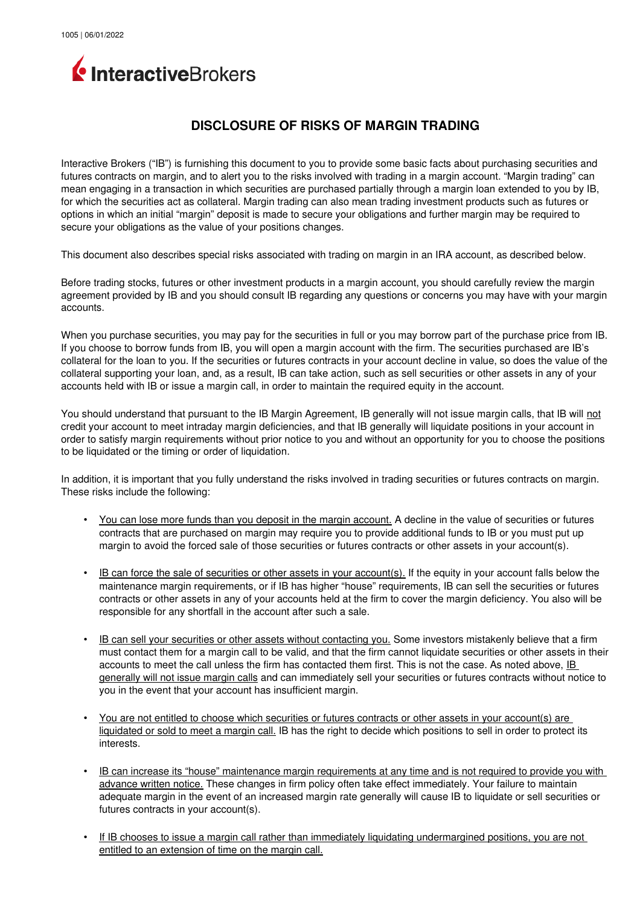1005 | 06/01/2022

InteractiveBrokers

# DISCLOSURE OF RISKS OF MARGIN TRADING

Interactive Brokers ("IB") is furnishing this document to you to provide some basic facts about purchasing securities and futures contracts on margin, and to alert you to the risks involved with trading in a margin account. "Margin trading" can mean engaging in a transaction in which securities are purchased partially through a margin loan extended to you by IB, for which the securities act as collateral. Margin trading can also mean trading investment products such as futures or options in which an initial "margin" deposit is made to secure your obligations and further margin may be required to secure your obligations as the value of your positions changes.

This document also describes special risks associated with trading on margin in an IRA account, as described below.

Before trading stocks, futures or other investment products in a margin account, you should carefully review the margin agreement provided by IB and you should consult IB regarding any questions or concerns you may have with your margin accounts.

When you purchase securities, you may pay for the securities in full or you may borrow part of the purchase price from IB. If you choose to borrow funds from IB, you will open a margin account with the firm. The securities purchased are IB's collateral for the loan to you. If the securities or futures contracts in your account decline in value, so does the value of the collateral supporting your loan, and, as a result, IB can take action, such as sell securities or other assets in any of your accounts held with IB or issue a margin call, in order to maintain the required equity in the account.

You should understand that pursuant to the IB Margin Agreement, IB generally will not issue margin calls, that IB will not credit your account to meet intraday margin deficiencies, and that IB generally will liquidate positions in your account in order to satisfy margin requirements without prior notice to you and without an opportunity for you to choose the positions to be liquidated or the timing or order of liquidation.

In addition, it is important that you fully understand the risks involved in trading securities or futures contracts on margin. These risks include the following:

- You can lose more funds than you deposit in the margin account. A decline in the value of securities or futures contracts that are purchased on margin may require you to provide additional funds to IB or you must put up margin to avoid the forced sale of those securities or futures contracts or other assets in your account(s).
- IB can force the sale of securities or other assets in your account(s). If the equity in your account falls below the maintenance margin requirements, or if IB has higher "house" requirements, IB can sell the securities or futures contracts or other assets in any of your accounts held at the firm to cover the margin deficiency. You also will be responsible for any shortfall in the account after such a sale.
- IB can sell your securities or other assets without contacting you. Some investors mistakenly believe that a firm must contact them for a margin call to be valid, and that the firm cannot liquidate securities or other assets in their accounts to meet the call unless the firm has contacted them first. This is not the case. As noted above, IB generally will not issue margin calls and can immediately sell your securities or futures contracts without notice to you in the event that your account has insufficient margin.
- You are not entitled to choose which securities or futures contracts or other assets in your account(s) are liquidated or sold to meet a margin call. IB has the right to decide which positions to sell in order to protect its interests.
- IB can increase its "house" maintenance margin requirements at any time and is not required to provide you with advance written notice. These changes in firm policy often take effect immediately. Your failure to maintain adequate margin in the event of an increased margin rate generally will cause IB to liquidate or sell securities or futures contracts in your account(s).
- If IB chooses to issue a margin call rather than immediately liquidating undermargined positions, you are not entitled to an extension of time on the margin call.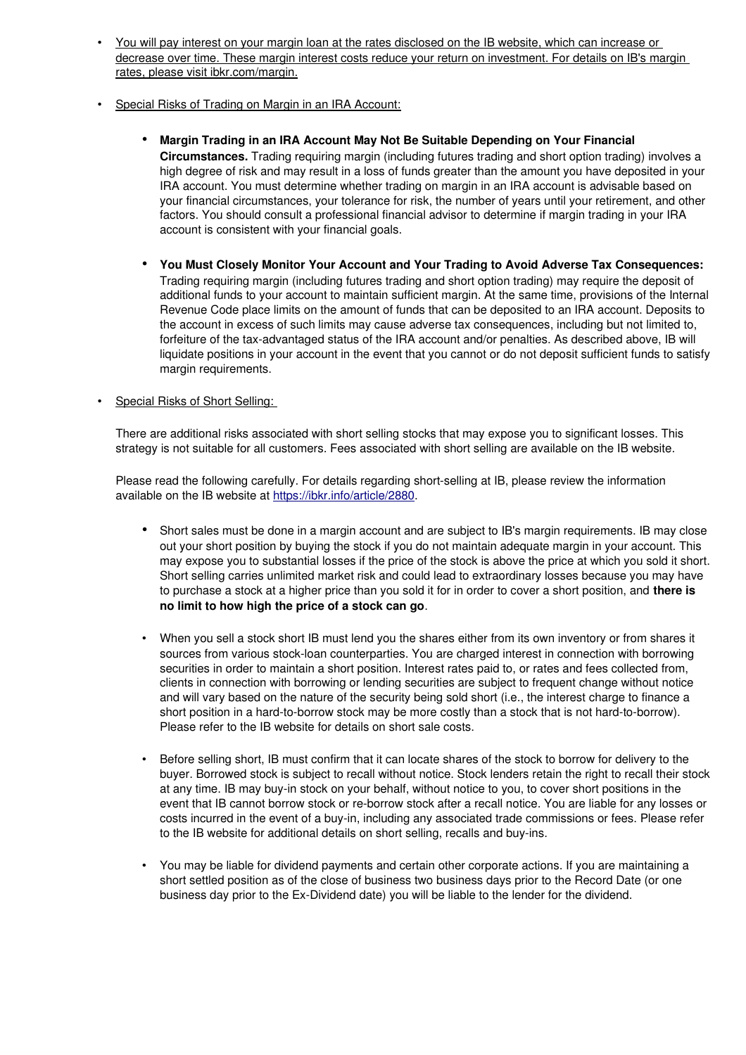- You will pay interest on your margin loan at the rates disclosed on the IB website, which can increase or decrease over time. These margin interest costs reduce your return on investment. For details on IB's margin rates, please visit ibkr.com/margin.

- Special Risks of Trading on Margin in an IRA Account:

  - **Margin Trading in an IRA Account May Not Be Suitable Depending on Your Financial Circumstances.** Trading requiring margin (including futures trading and short option trading) involves a high degree of risk and may result in a loss of funds greater than the amount you have deposited in your IRA account. You must determine whether trading on margin in an IRA account is advisable based on your financial circumstances, your tolerance for risk, the number of years until your retirement, and other factors. You should consult a professional financial advisor to determine if margin trading in your IRA account is consistent with your financial goals.

  - **You Must Closely Monitor Your Account and Your Trading to Avoid Adverse Tax Consequences:** Trading requiring margin (including futures trading and short option trading) may require the deposit of additional funds to your account to maintain sufficient margin. At the same time, provisions of the Internal Revenue Code place limits on the amount of funds that can be deposited to an IRA account. Deposits to the account in excess of such limits may cause adverse tax consequences, including but not limited to, forfeiture of the tax-advantaged status of the IRA account and/or penalties. As described above, IB will liquidate positions in your account in the event that you cannot or do not deposit sufficient funds to satisfy margin requirements.

- Special Risks of Short Selling:

  There are additional risks associated with short selling stocks that may expose you to significant losses. This strategy is not suitable for all customers. Fees associated with short selling are available on the IB website.

  Please read the following carefully. For details regarding short-selling at IB, please review the information available on the IB website at https://ibkr.info/article/2880.

  - Short sales must be done in a margin account and are subject to IB's margin requirements. IB may close out your short position by buying the stock if you do not maintain adequate margin in your account. This may expose you to substantial losses if the price of the stock is above the price at which you sold it short. Short selling carries unlimited market risk and could lead to extraordinary losses because you may have to purchase a stock at a higher price than you sold it for in order to cover a short position, and **there is no limit to how high the price of a stock can go**.

  - When you sell a stock short IB must lend you the shares either from its own inventory or from shares it sources from various stock-loan counterparties. You are charged interest in connection with borrowing securities in order to maintain a short position. Interest rates paid to, or rates and fees collected from, clients in connection with borrowing or lending securities are subject to frequent change without notice and will vary based on the nature of the security being sold short (i.e., the interest charge to finance a short position in a hard-to-borrow stock may be more costly than a stock that is not hard-to-borrow). Please refer to the IB website for details on short sale costs.

  - Before selling short, IB must confirm that it can locate shares of the stock to borrow for delivery to the buyer. Borrowed stock is subject to recall without notice. Stock lenders retain the right to recall their stock at any time. IB may buy-in stock on your behalf, without notice to you, to cover short positions in the event that IB cannot borrow stock or re-borrow stock after a recall notice. You are liable for any losses or costs incurred in the event of a buy-in, including any associated trade commissions or fees. Please refer to the IB website for additional details on short selling, recalls and buy-ins.

  - You may be liable for dividend payments and certain other corporate actions. If you are maintaining a short settled position as of the close of business two business days prior to the Record Date (or one business day prior to the Ex-Dividend date) you will be liable to the lender for the dividend.